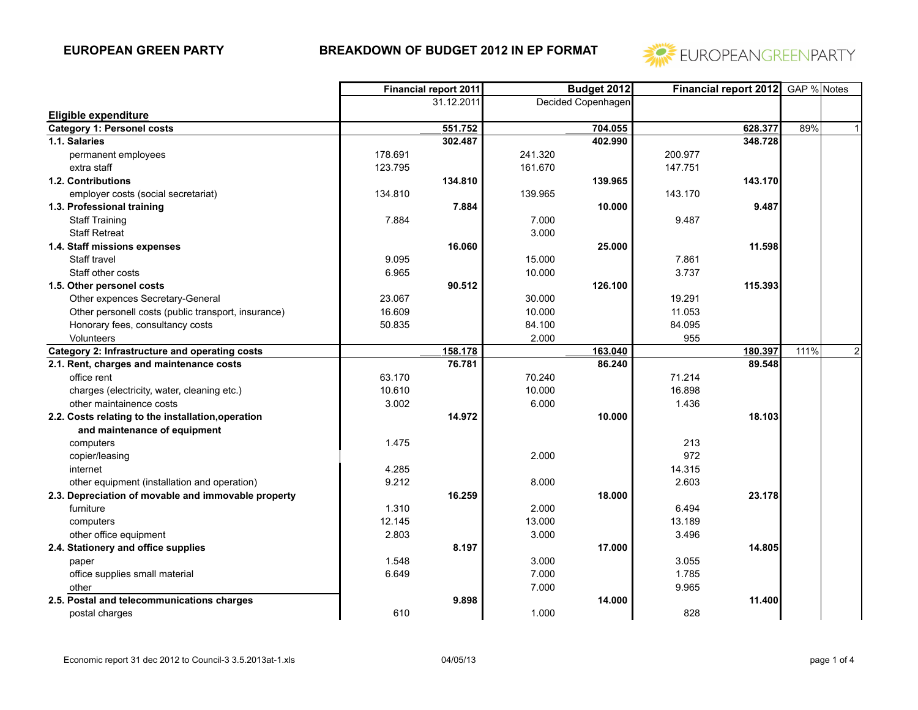**EUROPEAN GREEN PARTY** **BREAKDOWN OF BUDGET 2012 IN EP FORMAT**

| | Financial report 2011 | | Budget 2012 | | Financial report 2012 | | GAP % | Notes |
|---|---|---|---|---|---|---|---|---|
| | | 31.12.2011 | | Decided Copenhagen | | | | |
| **Eligible expenditure** | | | | | | | | |
| **Category 1: Personel costs** | | **551.752** | | **704.055** | | **628.377** | 89% | 1 |
| **1.1. Salaries** | | **302.487** | | **402.990** | | **348.728** | | |
| permanent employees | 178.691 | | 241.320 | | 200.977 | | | |
| extra staff | 123.795 | | 161.670 | | 147.751 | | | |
| **1.2. Contributions** | | **134.810** | | **139.965** | | **143.170** | | |
| employer costs (social secretariat) | 134.810 | | 139.965 | | 143.170 | | | |
| **1.3. Professional training** | | **7.884** | | **10.000** | | **9.487** | | |
| Staff Training | 7.884 | | 7.000 | | 9.487 | | | |
| Staff Retreat | | | 3.000 | | | | | |
| **1.4. Staff missions expenses** | | **16.060** | | **25.000** | | **11.598** | | |
| Staff travel | 9.095 | | 15.000 | | 7.861 | | | |
| Staff other costs | 6.965 | | 10.000 | | 3.737 | | | |
| **1.5. Other personel costs** | | **90.512** | | **126.100** | | **115.393** | | |
| Other expences Secretary-General | 23.067 | | 30.000 | | 19.291 | | | |
| Other personell costs (public transport, insurance) | 16.609 | | 10.000 | | 11.053 | | | |
| Honorary fees, consultancy costs | 50.835 | | 84.100 | | 84.095 | | | |
| Volunteers | | | 2.000 | | 955 | | | |
| **Category 2: Infrastructure and operating costs** | | **158.178** | | **163.040** | | **180.397** | 111% | 2 |
| **2.1. Rent, charges and maintenance costs** | | **76.781** | | **86.240** | | **89.548** | | |
| office rent | 63.170 | | 70.240 | | 71.214 | | | |
| charges (electricity, water, cleaning etc.) | 10.610 | | 10.000 | | 16.898 | | | |
| other maintainence costs | 3.002 | | 6.000 | | 1.436 | | | |
| **2.2. Costs relating to the installation,operation and maintenance of equipment** | | **14.972** | | **10.000** | | **18.103** | | |
| computers | 1.475 | | | | 213 | | | |
| copier/leasing | | | 2.000 | | 972 | | | |
| internet | 4.285 | | | | 14.315 | | | |
| other equipment (installation and operation) | 9.212 | | 8.000 | | 2.603 | | | |
| **2.3. Depreciation of movable and immovable property** | | **16.259** | | **18.000** | | **23.178** | | |
| furniture | 1.310 | | 2.000 | | 6.494 | | | |
| computers | 12.145 | | 13.000 | | 13.189 | | | |
| other office equipment | 2.803 | | 3.000 | | 3.496 | | | |
| **2.4. Stationery and office supplies** | | **8.197** | | **17.000** | | **14.805** | | |
| paper | 1.548 | | 3.000 | | 3.055 | | | |
| office supplies small material | 6.649 | | 7.000 | | 1.785 | | | |
| other | | | 7.000 | | 9.965 | | | |
| **2.5. Postal and telecommunications charges** | | **9.898** | | **14.000** | | **11.400** | | |
| postal charges | 610 | | 1.000 | | 828 | | | |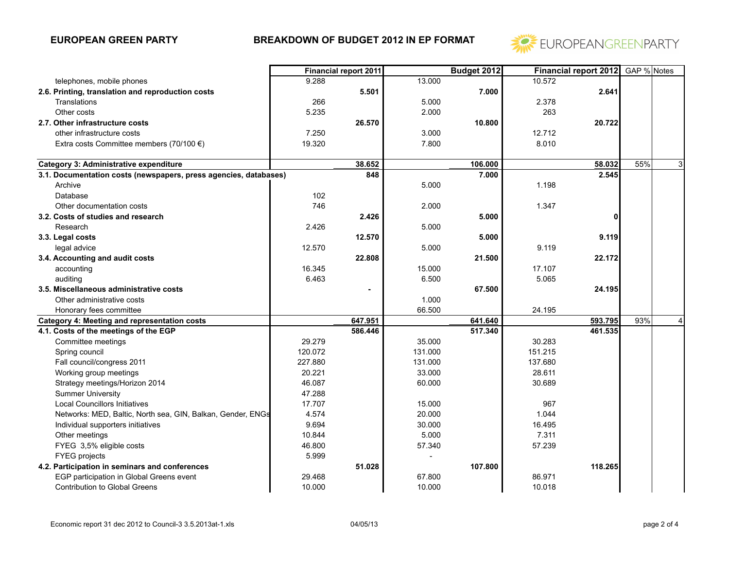## EUROPEAN GREEN PARTY — BREAKDOWN OF BUDGET 2012 IN EP FORMAT

| | Financial report 2011 | | Budget 2012 | | Financial report 2012 | | GAP % | Notes |
|---|---|---|---|---|---|---|---|---|
| telephones, mobile phones | 9.288 | | 13.000 | | 10.572 | | | |
| **2.6. Printing, translation and reproduction costs** | | **5.501** | | **7.000** | | **2.641** | | |
| Translations | 266 | | 5.000 | | 2.378 | | | |
| Other costs | 5.235 | | 2.000 | | 263 | | | |
| **2.7. Other infrastructure costs** | | **26.570** | | **10.800** | | **20.722** | | |
| other infrastructure costs | 7.250 | | 3.000 | | 12.712 | | | |
| Extra costs Committee members (70/100 €) | 19.320 | | 7.800 | | 8.010 | | | |
| | | | | | | | | |
| **Category 3: Administrative expenditure** | | **38.652** | | **106.000** | | **58.032** | 55% | 3 |
| **3.1. Documentation costs (newspapers, press agencies, databases)** | | **848** | | **7.000** | | **2.545** | | |
| Archive | | | 5.000 | | 1.198 | | | |
| Database | 102 | | | | | | | |
| Other documentation costs | 746 | | 2.000 | | 1.347 | | | |
| **3.2. Costs of studies and research** | | **2.426** | | **5.000** | | **0** | | |
| Research | 2.426 | | 5.000 | | | | | |
| **3.3. Legal costs** | | **12.570** | | **5.000** | | **9.119** | | |
| legal advice | 12.570 | | 5.000 | | 9.119 | | | |
| **3.4. Accounting and audit costs** | | **22.808** | | **21.500** | | **22.172** | | |
| accounting | 16.345 | | 15.000 | | 17.107 | | | |
| auditing | 6.463 | | 6.500 | | 5.065 | | | |
| **3.5. Miscellaneous administrative costs** | | **-** | | **67.500** | | **24.195** | | |
| Other administrative costs | | | 1.000 | | | | | |
| Honorary fees committee | | | 66.500 | | 24.195 | | | |
| **Category 4: Meeting and representation costs** | | **647.951** | | **641.640** | | **593.795** | 93% | 4 |
| **4.1. Costs of the meetings of the EGP** | | **586.446** | | **517.340** | | **461.535** | | |
| Committee meetings | 29.279 | | 35.000 | | 30.283 | | | |
| Spring council | 120.072 | | 131.000 | | 151.215 | | | |
| Fall council/congress 2011 | 227.880 | | 131.000 | | 137.680 | | | |
| Working group meetings | 20.221 | | 33.000 | | 28.611 | | | |
| Strategy meetings/Horizon 2014 | 46.087 | | 60.000 | | 30.689 | | | |
| Summer University | 47.288 | | | | | | | |
| Local Councillors Initiatives | 17.707 | | 15.000 | | 967 | | | |
| Networks: MED, Baltic, North sea, GIN, Balkan, Gender, ENGs | 4.574 | | 20.000 | | 1.044 | | | |
| Individual supporters initiatives | 9.694 | | 30.000 | | 16.495 | | | |
| Other meetings | 10.844 | | 5.000 | | 7.311 | | | |
| FYEG 3,5% eligible costs | 46.800 | | 57.340 | | 57.239 | | | |
| FYEG projects | 5.999 | | - | | | | | |
| **4.2. Participation in seminars and conferences** | | **51.028** | | **107.800** | | **118.265** | | |
| EGP participation in Global Greens event | 29.468 | | 67.800 | | 86.971 | | | |
| Contribution to Global Greens | 10.000 | | 10.000 | | 10.018 | | | |

Economic report 31 dec 2012 to Council-3 3.5.2013at-1.xls — 04/05/13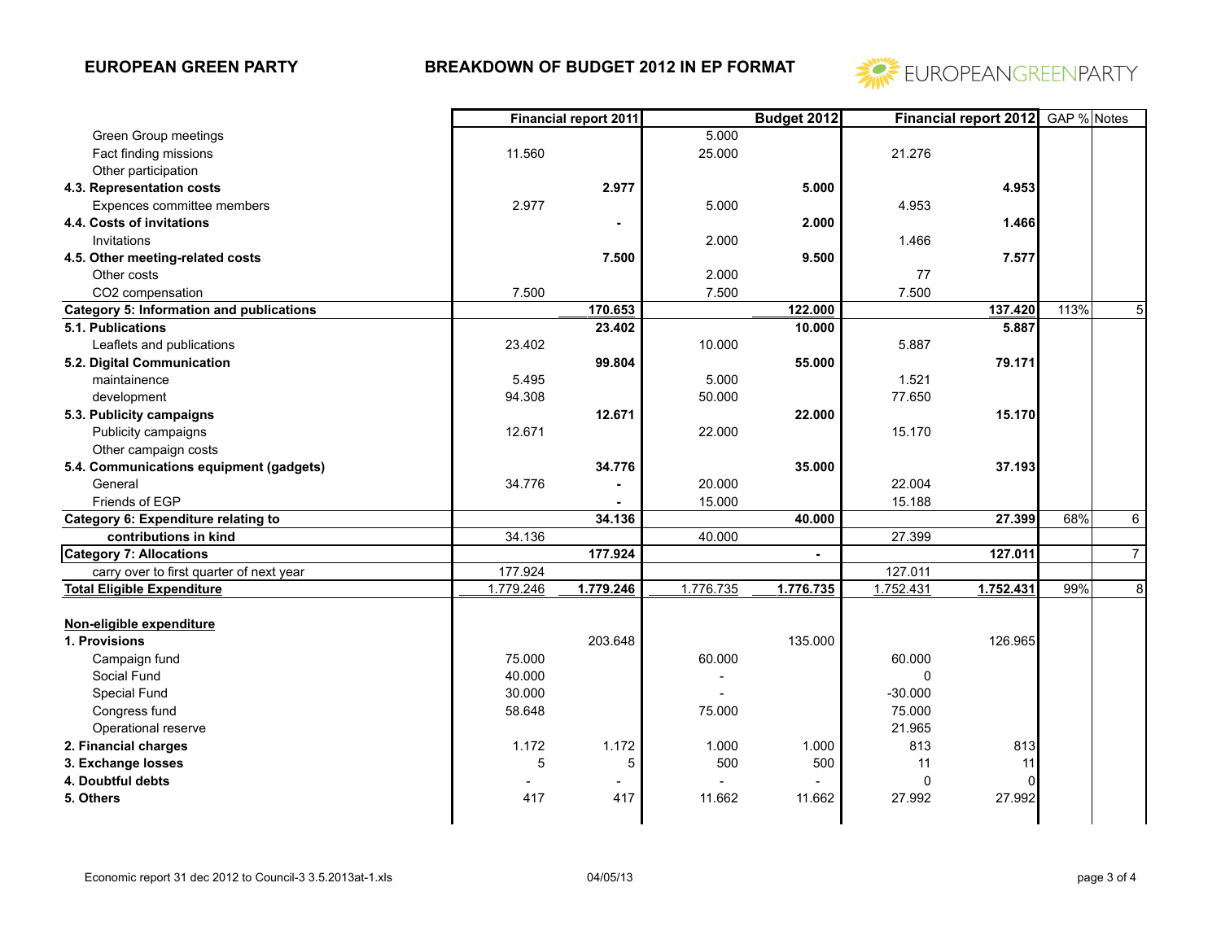**EUROPEAN GREEN PARTY** **BREAKDOWN OF BUDGET 2012 IN EP FORMAT**

| | Financial report 2011 | | Budget 2012 | | Financial report 2012 | | GAP % | Notes |
|---|---|---|---|---|---|---|---|---|
| Green Group meetings | | | 5.000 | | | | | |
| Fact finding missions | 11.560 | | 25.000 | | 21.276 | | | |
| Other participation | | | | | | | | |
| **4.3. Representation costs** | | **2.977** | | **5.000** | | **4.953** | | |
| Expences committee members | 2.977 | | 5.000 | | 4.953 | | | |
| **4.4. Costs of invitations** | | **-** | | **2.000** | | **1.466** | | |
| Invitations | | | 2.000 | | 1.466 | | | |
| **4.5. Other meeting-related costs** | | **7.500** | | **9.500** | | **7.577** | | |
| Other costs | | | 2.000 | | 77 | | | |
| CO2 compensation | 7.500 | | 7.500 | | 7.500 | | | |
| **Category 5: Information and publications** | | **170.653** | | **122.000** | | **137.420** | 113% | 5 |
| **5.1. Publications** | | **23.402** | | **10.000** | | **5.887** | | |
| Leaflets and publications | 23.402 | | 10.000 | | 5.887 | | | |
| **5.2. Digital Communication** | | **99.804** | | **55.000** | | **79.171** | | |
| maintainence | 5.495 | | 5.000 | | 1.521 | | | |
| development | 94.308 | | 50.000 | | 77.650 | | | |
| **5.3. Publicity campaigns** | | **12.671** | | **22.000** | | **15.170** | | |
| Publicity campaigns | 12.671 | | 22.000 | | 15.170 | | | |
| Other campaign costs | | | | | | | | |
| **5.4. Communications equipment (gadgets)** | | **34.776** | | **35.000** | | **37.193** | | |
| General | 34.776 | **-** | 20.000 | | 22.004 | | | |
| Friends of EGP | | **-** | 15.000 | | 15.188 | | | |
| **Category 6: Expenditure relating to** | | **34.136** | | **40.000** | | **27.399** | 68% | 6 |
| **contributions in kind** | 34.136 | | 40.000 | | 27.399 | | | |
| **Category 7: Allocations** | | **177.924** | | **-** | | **127.011** | | 7 |
| carry over to first quarter of next year | 177.924 | | | | 127.011 | | | |
| **Total Eligible Expenditure** | 1.779.246 | **1.779.246** | 1.776.735 | **1.776.735** | 1.752.431 | **1.752.431** | 99% | 8 |
| | | | | | | | | |
| **Non-eligible expenditure** | | | | | | | | |
| **1. Provisions** | | 203.648 | | 135.000 | | 126.965 | | |
| Campaign fund | 75.000 | | 60.000 | | 60.000 | | | |
| Social Fund | 40.000 | | - | | 0 | | | |
| Special Fund | 30.000 | | - | | -30.000 | | | |
| Congress fund | 58.648 | | 75.000 | | 75.000 | | | |
| Operational reserve | | | | | 21.965 | | | |
| **2. Financial charges** | 1.172 | 1.172 | 1.000 | 1.000 | 813 | 813 | | |
| **3. Exchange losses** | 5 | 5 | 500 | 500 | 11 | 11 | | |
| **4. Doubtful debts** | - | - | - | - | 0 | 0 | | |
| **5. Others** | 417 | 417 | 11.662 | 11.662 | 27.992 | 27.992 | | |

Economic report 31 dec 2012 to Council-3 3.5.2013at-1.xls 04/05/13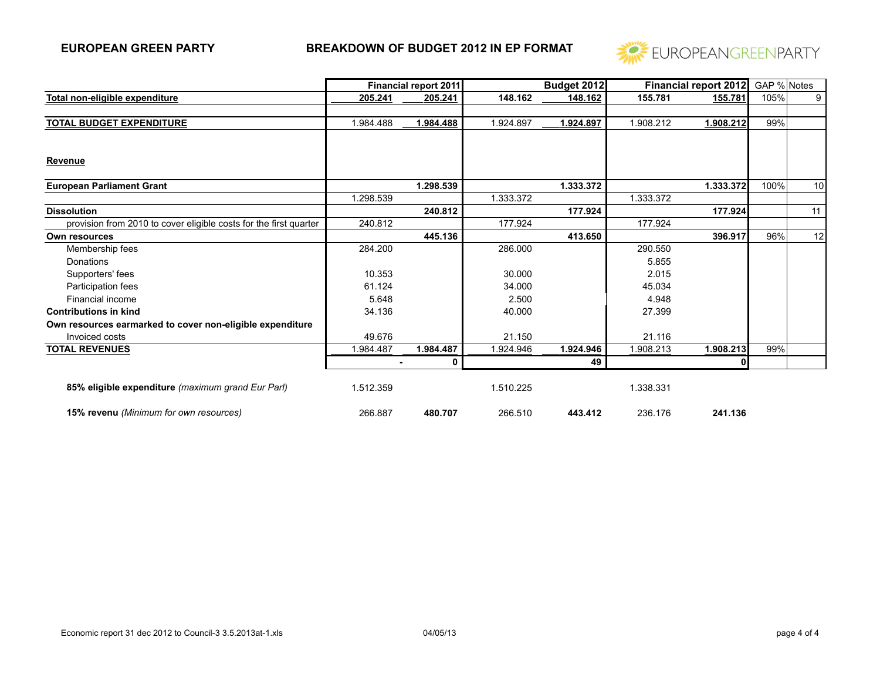**EUROPEAN GREEN PARTY** **BREAKDOWN OF BUDGET 2012 IN EP FORMAT**

EUROPEANGREENPARTY

| | Financial report 2011 | | Budget 2012 | | Financial report 2012 | | GAP % | Notes |
|---|---|---|---|---|---|---|---|---|
| **Total non-eligible expenditure** | **205.241** | **205.241** | **148.162** | **148.162** | **155.781** | **155.781** | 105% | 9 |
| | | | | | | | | |
| **TOTAL BUDGET EXPENDITURE** | 1.984.488 | **1.984.488** | 1.924.897 | **1.924.897** | 1.908.212 | **1.908.212** | 99% | |
| | | | | | | | | |
| **Revenue** | | | | | | | | |
| | | | | | | | | |
| **European Parliament Grant** | | **1.298.539** | | **1.333.372** | | **1.333.372** | 100% | 10 |
| | 1.298.539 | | 1.333.372 | | 1.333.372 | | | |
| **Dissolution** | | **240.812** | | **177.924** | | **177.924** | | 11 |
| provision from 2010 to cover eligible costs for the first quarter | 240.812 | | 177.924 | | 177.924 | | | |
| **Own resources** | | **445.136** | | **413.650** | | **396.917** | 96% | 12 |
| Membership fees | 284.200 | | 286.000 | | 290.550 | | | |
| Donations | | | | | 5.855 | | | |
| Supporters' fees | 10.353 | | 30.000 | | 2.015 | | | |
| Participation fees | 61.124 | | 34.000 | | 45.034 | | | |
| Financial income | 5.648 | | 2.500 | | 4.948 | | | |
| **Contributions in kind** | 34.136 | | 40.000 | | 27.399 | | | |
| **Own resources earmarked to cover non-eligible expenditure** | | | | | | | | |
| Invoiced costs | 49.676 | | 21.150 | | 21.116 | | | |
| **TOTAL REVENUES** | 1.984.487 | **1.984.487** | 1.924.946 | **1.924.946** | 1.908.213 | **1.908.213** | 99% | |
| | - | **0** | | **49** | | **0** | | |
| | | | | | | | | |
| **85% eligible expenditure** *(maximum grand Eur Parl)* | 1.512.359 | | 1.510.225 | | 1.338.331 | | | |
| **15% revenu** *(Minimum for own resources)* | 266.887 | **480.707** | 266.510 | **443.412** | 236.176 | **241.136** | | |

Economic report 31 dec 2012 to Council-3 3.5.2013at-1.xls 04/05/13